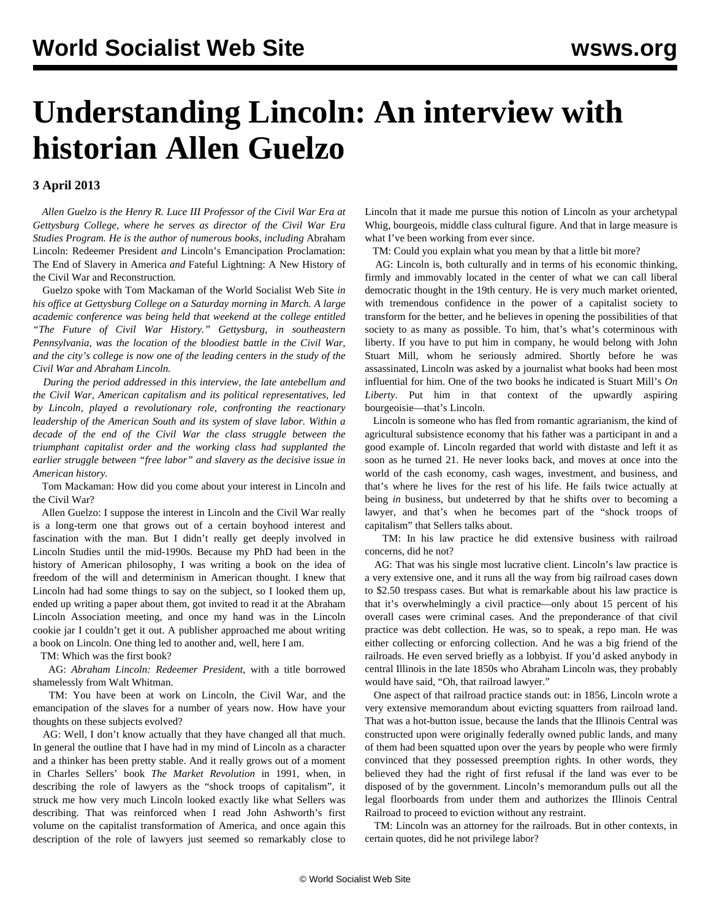# Understanding Lincoln: An interview with historian Allen Guelzo

**3 April 2013**

*Allen Guelzo is the Henry R. Luce III Professor of the Civil War Era at Gettysburg College, where he serves as director of the Civil War Era Studies Program. He is the author of numerous books, including* Abraham Lincoln: Redeemer President *and* Lincoln's Emancipation Proclamation: The End of Slavery in America *and* Fateful Lightning: A New History of the Civil War and Reconstruction*.*

*Guelzo spoke with Tom Mackaman of the World Socialist Web Site in his office at Gettysburg College on a Saturday morning in March. A large academic conference was being held that weekend at the college entitled "The Future of Civil War History." Gettysburg, in southeastern Pennsylvania, was the location of the bloodiest battle in the Civil War, and the city's college is now one of the leading centers in the study of the Civil War and Abraham Lincoln.*

*During the period addressed in this interview, the late antebellum and the Civil War, American capitalism and its political representatives, led by Lincoln, played a revolutionary role, confronting the reactionary leadership of the American South and its system of slave labor. Within a decade of the end of the Civil War the class struggle between the triumphant capitalist order and the working class had supplanted the earlier struggle between "free labor" and slavery as the decisive issue in American history.*

Tom Mackaman: How did you come about your interest in Lincoln and the Civil War?

Allen Guelzo: I suppose the interest in Lincoln and the Civil War really is a long-term one that grows out of a certain boyhood interest and fascination with the man. But I didn't really get deeply involved in Lincoln Studies until the mid-1990s. Because my PhD had been in the history of American philosophy, I was writing a book on the idea of freedom of the will and determinism in American thought. I knew that Lincoln had had some things to say on the subject, so I looked them up, ended up writing a paper about them, got invited to read it at the Abraham Lincoln Association meeting, and once my hand was in the Lincoln cookie jar I couldn't get it out. A publisher approached me about writing a book on Lincoln. One thing led to another and, well, here I am.

TM: Which was the first book?

AG: *Abraham Lincoln: Redeemer President*, with a title borrowed shamelessly from Walt Whitman.

TM: You have been at work on Lincoln, the Civil War, and the emancipation of the slaves for a number of years now. How have your thoughts on these subjects evolved?

AG: Well, I don't know actually that they have changed all that much. In general the outline that I have had in my mind of Lincoln as a character and a thinker has been pretty stable. And it really grows out of a moment in Charles Sellers' book *The Market Revolution* in 1991, when, in describing the role of lawyers as the "shock troops of capitalism", it struck me how very much Lincoln looked exactly like what Sellers was describing. That was reinforced when I read John Ashworth's first volume on the capitalist transformation of America, and once again this description of the role of lawyers just seemed so remarkably close to Lincoln that it made me pursue this notion of Lincoln as your archetypal Whig, bourgeois, middle class cultural figure. And that in large measure is what I've been working from ever since.

TM: Could you explain what you mean by that a little bit more?

AG: Lincoln is, both culturally and in terms of his economic thinking, firmly and immovably located in the center of what we can call liberal democratic thought in the 19th century. He is very much market oriented, with tremendous confidence in the power of a capitalist society to transform for the better, and he believes in opening the possibilities of that society to as many as possible. To him, that's what's coterminous with liberty. If you have to put him in company, he would belong with John Stuart Mill, whom he seriously admired. Shortly before he was assassinated, Lincoln was asked by a journalist what books had been most influential for him. One of the two books he indicated is Stuart Mill's *On Liberty*. Put him in that context of the upwardly aspiring bourgeoisie—that's Lincoln.

Lincoln is someone who has fled from romantic agrarianism, the kind of agricultural subsistence economy that his father was a participant in and a good example of. Lincoln regarded that world with distaste and left it as soon as he turned 21. He never looks back, and moves at once into the world of the cash economy, cash wages, investment, and business, and that's where he lives for the rest of his life. He fails twice actually at being *in* business, but undeterred by that he shifts over to becoming a lawyer, and that's when he becomes part of the "shock troops of capitalism" that Sellers talks about.

TM: In his law practice he did extensive business with railroad concerns, did he not?

AG: That was his single most lucrative client. Lincoln's law practice is a very extensive one, and it runs all the way from big railroad cases down to $2.50 trespass cases. But what is remarkable about his law practice is that it's overwhelmingly a civil practice—only about 15 percent of his overall cases were criminal cases. And the preponderance of that civil practice was debt collection. He was, so to speak, a repo man. He was either collecting or enforcing collection. And he was a big friend of the railroads. He even served briefly as a lobbyist. If you'd asked anybody in central Illinois in the late 1850s who Abraham Lincoln was, they probably would have said, "Oh, that railroad lawyer."

One aspect of that railroad practice stands out: in 1856, Lincoln wrote a very extensive memorandum about evicting squatters from railroad land. That was a hot-button issue, because the lands that the Illinois Central was constructed upon were originally federally owned public lands, and many of them had been squatted upon over the years by people who were firmly convinced that they possessed preemption rights. In other words, they believed they had the right of first refusal if the land was ever to be disposed of by the government. Lincoln's memorandum pulls out all the legal floorboards from under them and authorizes the Illinois Central Railroad to proceed to eviction without any restraint.

TM: Lincoln was an attorney for the railroads. But in other contexts, in certain quotes, did he not privilege labor?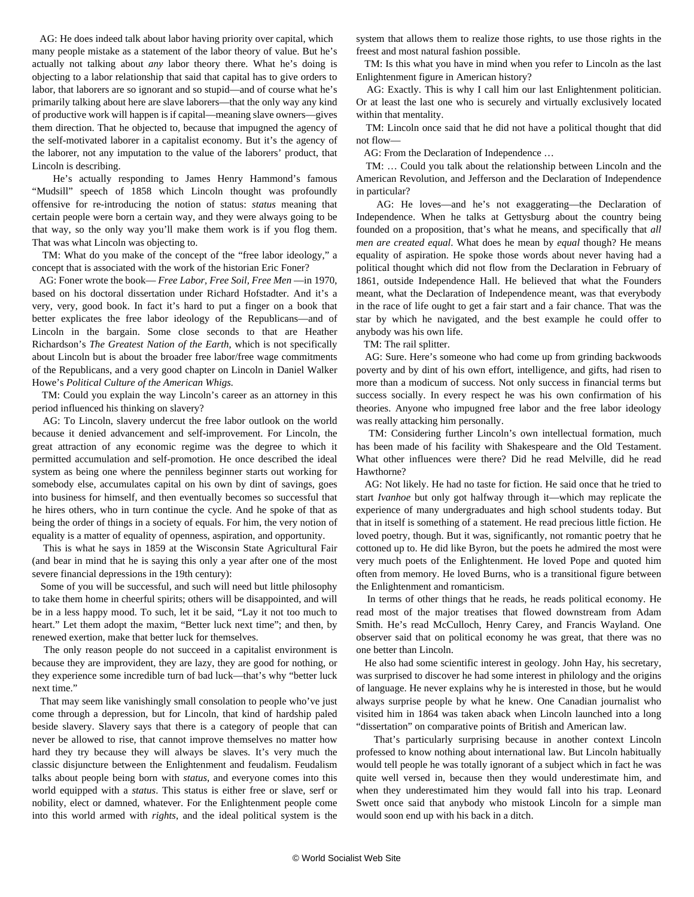AG: He does indeed talk about labor having priority over capital, which many people mistake as a statement of the labor theory of value. But he's actually not talking about *any* labor theory there. What he's doing is objecting to a labor relationship that said that capital has to give orders to labor, that laborers are so ignorant and so stupid—and of course what he's primarily talking about here are slave laborers—that the only way any kind of productive work will happen is if capital—meaning slave owners—gives them direction. That he objected to, because that impugned the agency of the self-motivated laborer in a capitalist economy. But it's the agency of the laborer, not any imputation to the value of the laborers' product, that Lincoln is describing.

He's actually responding to James Henry Hammond's famous "Mudsill" speech of 1858 which Lincoln thought was profoundly offensive for re-introducing the notion of status: *status* meaning that certain people were born a certain way, and they were always going to be that way, so the only way you'll make them work is if you flog them. That was what Lincoln was objecting to.

TM: What do you make of the concept of the "free labor ideology," a concept that is associated with the work of the historian Eric Foner?

AG: Foner wrote the book— *Free Labor, Free Soil, Free Men* —in 1970, based on his doctoral dissertation under Richard Hofstadter. And it's a very, very, good book. In fact it's hard to put a finger on a book that better explicates the free labor ideology of the Republicans—and of Lincoln in the bargain. Some close seconds to that are Heather Richardson's *The Greatest Nation of the Earth*, which is not specifically about Lincoln but is about the broader free labor/free wage commitments of the Republicans, and a very good chapter on Lincoln in Daniel Walker Howe's *Political Culture of the American Whigs.*

TM: Could you explain the way Lincoln's career as an attorney in this period influenced his thinking on slavery?

AG: To Lincoln, slavery undercut the free labor outlook on the world because it denied advancement and self-improvement. For Lincoln, the great attraction of any economic regime was the degree to which it permitted accumulation and self-promotion. He once described the ideal system as being one where the penniless beginner starts out working for somebody else, accumulates capital on his own by dint of savings, goes into business for himself, and then eventually becomes so successful that he hires others, who in turn continue the cycle. And he spoke of that as being the order of things in a society of equals. For him, the very notion of equality is a matter of equality of openness, aspiration, and opportunity.

This is what he says in 1859 at the Wisconsin State Agricultural Fair (and bear in mind that he is saying this only a year after one of the most severe financial depressions in the 19th century):

Some of you will be successful, and such will need but little philosophy to take them home in cheerful spirits; others will be disappointed, and will be in a less happy mood. To such, let it be said, "Lay it not too much to heart." Let them adopt the maxim, "Better luck next time"; and then, by renewed exertion, make that better luck for themselves.

The only reason people do not succeed in a capitalist environment is because they are improvident, they are lazy, they are good for nothing, or they experience some incredible turn of bad luck—that's why "better luck next time."

That may seem like vanishingly small consolation to people who've just come through a depression, but for Lincoln, that kind of hardship paled beside slavery. Slavery says that there is a category of people that can never be allowed to rise, that cannot improve themselves no matter how hard they try because they will always be slaves. It's very much the classic disjuncture between the Enlightenment and feudalism. Feudalism talks about people being born with *status*, and everyone comes into this world equipped with a *status*. This status is either free or slave, serf or nobility, elect or damned, whatever. For the Enlightenment people come into this world armed with *rights*, and the ideal political system is the system that allows them to realize those rights, to use those rights in the freest and most natural fashion possible.

TM: Is this what you have in mind when you refer to Lincoln as the last Enlightenment figure in American history?

AG: Exactly. This is why I call him our last Enlightenment politician. Or at least the last one who is securely and virtually exclusively located within that mentality.

TM: Lincoln once said that he did not have a political thought that did not flow—

AG: From the Declaration of Independence …

TM: … Could you talk about the relationship between Lincoln and the American Revolution, and Jefferson and the Declaration of Independence in particular?

AG: He loves—and he's not exaggerating—the Declaration of Independence. When he talks at Gettysburg about the country being founded on a proposition, that's what he means, and specifically that *all men are created equal*. What does he mean by *equal* though? He means equality of aspiration. He spoke those words about never having had a political thought which did not flow from the Declaration in February of 1861, outside Independence Hall. He believed that what the Founders meant, what the Declaration of Independence meant, was that everybody in the race of life ought to get a fair start and a fair chance. That was the star by which he navigated, and the best example he could offer to anybody was his own life.

TM: The rail splitter.

AG: Sure. Here's someone who had come up from grinding backwoods poverty and by dint of his own effort, intelligence, and gifts, had risen to more than a modicum of success. Not only success in financial terms but success socially. In every respect he was his own confirmation of his theories. Anyone who impugned free labor and the free labor ideology was really attacking him personally.

TM: Considering further Lincoln's own intellectual formation, much has been made of his facility with Shakespeare and the Old Testament. What other influences were there? Did he read Melville, did he read Hawthorne?

AG: Not likely. He had no taste for fiction. He said once that he tried to start *Ivanhoe* but only got halfway through it—which may replicate the experience of many undergraduates and high school students today. But that in itself is something of a statement. He read precious little fiction. He loved poetry, though. But it was, significantly, not romantic poetry that he cottoned up to. He did like Byron, but the poets he admired the most were very much poets of the Enlightenment. He loved Pope and quoted him often from memory. He loved Burns, who is a transitional figure between the Enlightenment and romanticism.

In terms of other things that he reads, he reads political economy. He read most of the major treatises that flowed downstream from Adam Smith. He's read McCulloch, Henry Carey, and Francis Wayland. One observer said that on political economy he was great, that there was no one better than Lincoln.

He also had some scientific interest in geology. John Hay, his secretary, was surprised to discover he had some interest in philology and the origins of language. He never explains why he is interested in those, but he would always surprise people by what he knew. One Canadian journalist who visited him in 1864 was taken aback when Lincoln launched into a long "dissertation" on comparative points of British and American law.

That's particularly surprising because in another context Lincoln professed to know nothing about international law. But Lincoln habitually would tell people he was totally ignorant of a subject which in fact he was quite well versed in, because then they would underestimate him, and when they underestimated him they would fall into his trap. Leonard Swett once said that anybody who mistook Lincoln for a simple man would soon end up with his back in a ditch.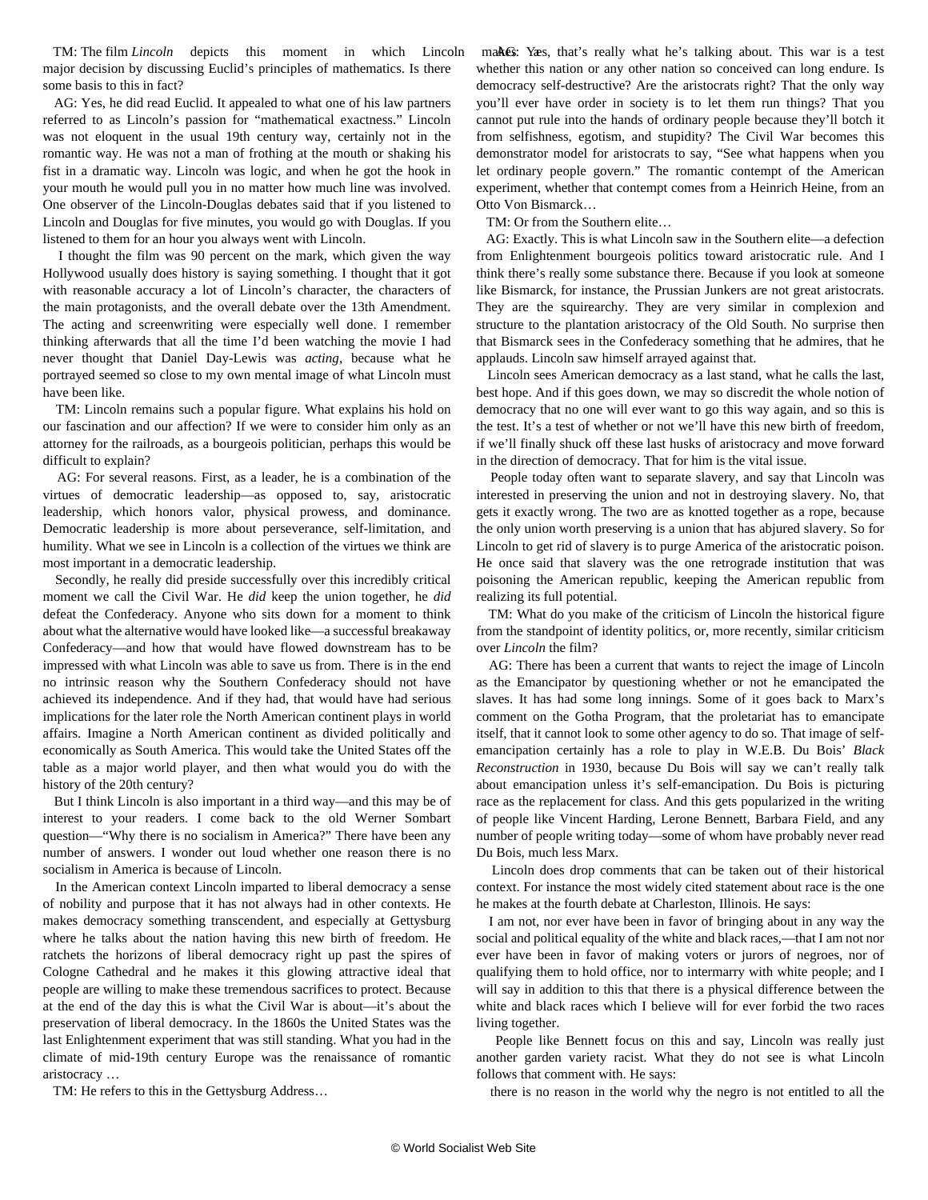TM: The film *Lincoln* depicts this moment in which Lincoln makes a major decision by discussing Euclid's principles of mathematics. Is there some basis to this in fact?

AG: Yes, he did read Euclid. It appealed to what one of his law partners referred to as Lincoln's passion for "mathematical exactness." Lincoln was not eloquent in the usual 19th century way, certainly not in the romantic way. He was not a man of frothing at the mouth or shaking his fist in a dramatic way. Lincoln was logic, and when he got the hook in your mouth he would pull you in no matter how much line was involved. One observer of the Lincoln-Douglas debates said that if you listened to Lincoln and Douglas for five minutes, you would go with Douglas. If you listened to them for an hour you always went with Lincoln.

I thought the film was 90 percent on the mark, which given the way Hollywood usually does history is saying something. I thought that it got with reasonable accuracy a lot of Lincoln's character, the characters of the main protagonists, and the overall debate over the 13th Amendment. The acting and screenwriting were especially well done. I remember thinking afterwards that all the time I'd been watching the movie I had never thought that Daniel Day-Lewis was *acting*, because what he portrayed seemed so close to my own mental image of what Lincoln must have been like.

TM: Lincoln remains such a popular figure. What explains his hold on our fascination and our affection? If we were to consider him only as an attorney for the railroads, as a bourgeois politician, perhaps this would be difficult to explain?

AG: For several reasons. First, as a leader, he is a combination of the virtues of democratic leadership—as opposed to, say, aristocratic leadership, which honors valor, physical prowess, and dominance. Democratic leadership is more about perseverance, self-limitation, and humility. What we see in Lincoln is a collection of the virtues we think are most important in a democratic leadership.

Secondly, he really did preside successfully over this incredibly critical moment we call the Civil War. He *did* keep the union together, he *did* defeat the Confederacy. Anyone who sits down for a moment to think about what the alternative would have looked like—a successful breakaway Confederacy—and how that would have flowed downstream has to be impressed with what Lincoln was able to save us from. There is in the end no intrinsic reason why the Southern Confederacy should not have achieved its independence. And if they had, that would have had serious implications for the later role the North American continent plays in world affairs. Imagine a North American continent as divided politically and economically as South America. This would take the United States off the table as a major world player, and then what would you do with the history of the 20th century?

But I think Lincoln is also important in a third way—and this may be of interest to your readers. I come back to the old Werner Sombart question—"Why there is no socialism in America?" There have been any number of answers. I wonder out loud whether one reason there is no socialism in America is because of Lincoln.

In the American context Lincoln imparted to liberal democracy a sense of nobility and purpose that it has not always had in other contexts. He makes democracy something transcendent, and especially at Gettysburg where he talks about the nation having this new birth of freedom. He ratchets the horizons of liberal democracy right up past the spires of Cologne Cathedral and he makes it this glowing attractive ideal that people are willing to make these tremendous sacrifices to protect. Because at the end of the day this is what the Civil War is about—it's about the preservation of liberal democracy. In the 1860s the United States was the last Enlightenment experiment that was still standing. What you had in the climate of mid-19th century Europe was the renaissance of romantic aristocracy …

TM: He refers to this in the Gettysburg Address…

AG: Yes, that's really what he's talking about. This war is a test whether this nation or any other nation so conceived can long endure. Is democracy self-destructive? Are the aristocrats right? That the only way you'll ever have order in society is to let them run things? That you cannot put rule into the hands of ordinary people because they'll botch it from selfishness, egotism, and stupidity? The Civil War becomes this demonstrator model for aristocrats to say, "See what happens when you let ordinary people govern." The romantic contempt of the American experiment, whether that contempt comes from a Heinrich Heine, from an Otto Von Bismarck…

TM: Or from the Southern elite…

AG: Exactly. This is what Lincoln saw in the Southern elite—a defection from Enlightenment bourgeois politics toward aristocratic rule. And I think there's really some substance there. Because if you look at someone like Bismarck, for instance, the Prussian Junkers are not great aristocrats. They are the squirearchy. They are very similar in complexion and structure to the plantation aristocracy of the Old South. No surprise then that Bismarck sees in the Confederacy something that he admires, that he applauds. Lincoln saw himself arrayed against that.

Lincoln sees American democracy as a last stand, what he calls the last, best hope. And if this goes down, we may so discredit the whole notion of democracy that no one will ever want to go this way again, and so this is the test. It's a test of whether or not we'll have this new birth of freedom, if we'll finally shuck off these last husks of aristocracy and move forward in the direction of democracy. That for him is the vital issue.

People today often want to separate slavery, and say that Lincoln was interested in preserving the union and not in destroying slavery. No, that gets it exactly wrong. The two are as knotted together as a rope, because the only union worth preserving is a union that has abjured slavery. So for Lincoln to get rid of slavery is to purge America of the aristocratic poison. He once said that slavery was the one retrograde institution that was poisoning the American republic, keeping the American republic from realizing its full potential.

TM: What do you make of the criticism of Lincoln the historical figure from the standpoint of identity politics, or, more recently, similar criticism over *Lincoln* the film?

AG: There has been a current that wants to reject the image of Lincoln as the Emancipator by questioning whether or not he emancipated the slaves. It has had some long innings. Some of it goes back to Marx's comment on the Gotha Program, that the proletariat has to emancipate itself, that it cannot look to some other agency to do so. That image of self-emancipation certainly has a role to play in W.E.B. Du Bois' *Black Reconstruction* in 1930, because Du Bois will say we can't really talk about emancipation unless it's self-emancipation. Du Bois is picturing race as the replacement for class. And this gets popularized in the writing of people like Vincent Harding, Lerone Bennett, Barbara Field, and any number of people writing today—some of whom have probably never read Du Bois, much less Marx.

Lincoln does drop comments that can be taken out of their historical context. For instance the most widely cited statement about race is the one he makes at the fourth debate at Charleston, Illinois. He says:

I am not, nor ever have been in favor of bringing about in any way the social and political equality of the white and black races,—that I am not nor ever have been in favor of making voters or jurors of negroes, nor of qualifying them to hold office, nor to intermarry with white people; and I will say in addition to this that there is a physical difference between the white and black races which I believe will for ever forbid the two races living together.

People like Bennett focus on this and say, Lincoln was really just another garden variety racist. What they do not see is what Lincoln follows that comment with. He says:

there is no reason in the world why the negro is not entitled to all the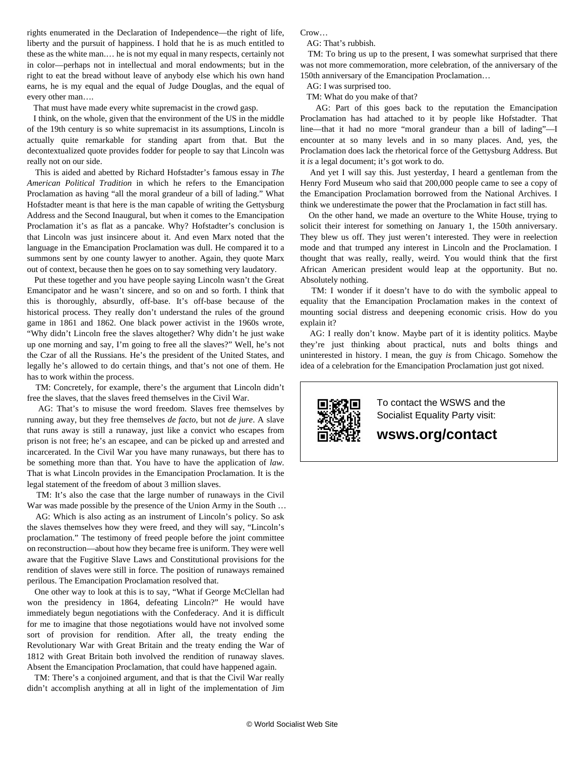rights enumerated in the Declaration of Independence—the right of life, liberty and the pursuit of happiness. I hold that he is as much entitled to these as the white man.… he is not my equal in many respects, certainly not in color—perhaps not in intellectual and moral endowments; but in the right to eat the bread without leave of anybody else which his own hand earns, he is my equal and the equal of Judge Douglas, and the equal of every other man….

That must have made every white supremacist in the crowd gasp.

I think, on the whole, given that the environment of the US in the middle of the 19th century is so white supremacist in its assumptions, Lincoln is actually quite remarkable for standing apart from that. But the decontextualized quote provides fodder for people to say that Lincoln was really not on our side.

This is aided and abetted by Richard Hofstadter's famous essay in *The American Political Tradition* in which he refers to the Emancipation Proclamation as having "all the moral grandeur of a bill of lading." What Hofstadter meant is that here is the man capable of writing the Gettysburg Address and the Second Inaugural, but when it comes to the Emancipation Proclamation it's as flat as a pancake. Why? Hofstadter's conclusion is that Lincoln was just insincere about it. And even Marx noted that the language in the Emancipation Proclamation was dull. He compared it to a summons sent by one county lawyer to another. Again, they quote Marx out of context, because then he goes on to say something very laudatory.

Put these together and you have people saying Lincoln wasn't the Great Emancipator and he wasn't sincere, and so on and so forth. I think that this is thoroughly, absurdly, off-base. It's off-base because of the historical process. They really don't understand the rules of the ground game in 1861 and 1862. One black power activist in the 1960s wrote, "Why didn't Lincoln free the slaves altogether? Why didn't he just wake up one morning and say, I'm going to free all the slaves?" Well, he's not the Czar of all the Russians. He's the president of the United States, and legally he's allowed to do certain things, and that's not one of them. He has to work within the process.

TM: Concretely, for example, there's the argument that Lincoln didn't free the slaves, that the slaves freed themselves in the Civil War.

AG: That's to misuse the word freedom. Slaves free themselves by running away, but they free themselves *de facto*, but not *de jure*. A slave that runs away is still a runaway, just like a convict who escapes from prison is not free; he's an escapee, and can be picked up and arrested and incarcerated. In the Civil War you have many runaways, but there has to be something more than that. You have to have the application of *law*. That is what Lincoln provides in the Emancipation Proclamation. It is the legal statement of the freedom of about 3 million slaves.

TM: It's also the case that the large number of runaways in the Civil War was made possible by the presence of the Union Army in the South …

AG: Which is also acting as an instrument of Lincoln's policy. So ask the slaves themselves how they were freed, and they will say, "Lincoln's proclamation." The testimony of freed people before the joint committee on reconstruction—about how they became free is uniform. They were well aware that the Fugitive Slave Laws and Constitutional provisions for the rendition of slaves were still in force. The position of runaways remained perilous. The Emancipation Proclamation resolved that.

One other way to look at this is to say, "What if George McClellan had won the presidency in 1864, defeating Lincoln?" He would have immediately begun negotiations with the Confederacy. And it is difficult for me to imagine that those negotiations would have not involved some sort of provision for rendition. After all, the treaty ending the Revolutionary War with Great Britain and the treaty ending the War of 1812 with Great Britain both involved the rendition of runaway slaves. Absent the Emancipation Proclamation, that could have happened again.

TM: There's a conjoined argument, and that is that the Civil War really didn't accomplish anything at all in light of the implementation of Jim Crow…

AG: That's rubbish.

TM: To bring us up to the present, I was somewhat surprised that there was not more commemoration, more celebration, of the anniversary of the 150th anniversary of the Emancipation Proclamation…

AG: I was surprised too.

TM: What do you make of that?

AG: Part of this goes back to the reputation the Emancipation Proclamation has had attached to it by people like Hofstadter. That line—that it had no more "moral grandeur than a bill of lading"—I encounter at so many levels and in so many places. And, yes, the Proclamation does lack the rhetorical force of the Gettysburg Address. But it *is* a legal document; it's got work to do.

And yet I will say this. Just yesterday, I heard a gentleman from the Henry Ford Museum who said that 200,000 people came to see a copy of the Emancipation Proclamation borrowed from the National Archives. I think we underestimate the power that the Proclamation in fact still has.

On the other hand, we made an overture to the White House, trying to solicit their interest for something on January 1, the 150th anniversary. They blew us off. They just weren't interested. They were in reelection mode and that trumped any interest in Lincoln and the Proclamation. I thought that was really, really, weird. You would think that the first African American president would leap at the opportunity. But no. Absolutely nothing.

TM: I wonder if it doesn't have to do with the symbolic appeal to equality that the Emancipation Proclamation makes in the context of mounting social distress and deepening economic crisis. How do you explain it?

AG: I really don't know. Maybe part of it is identity politics. Maybe they're just thinking about practical, nuts and bolts things and uninterested in history. I mean, the guy *is* from Chicago. Somehow the idea of a celebration for the Emancipation Proclamation just got nixed.

To contact the WSWS and the Socialist Equality Party visit:

**wsws.org/contact**